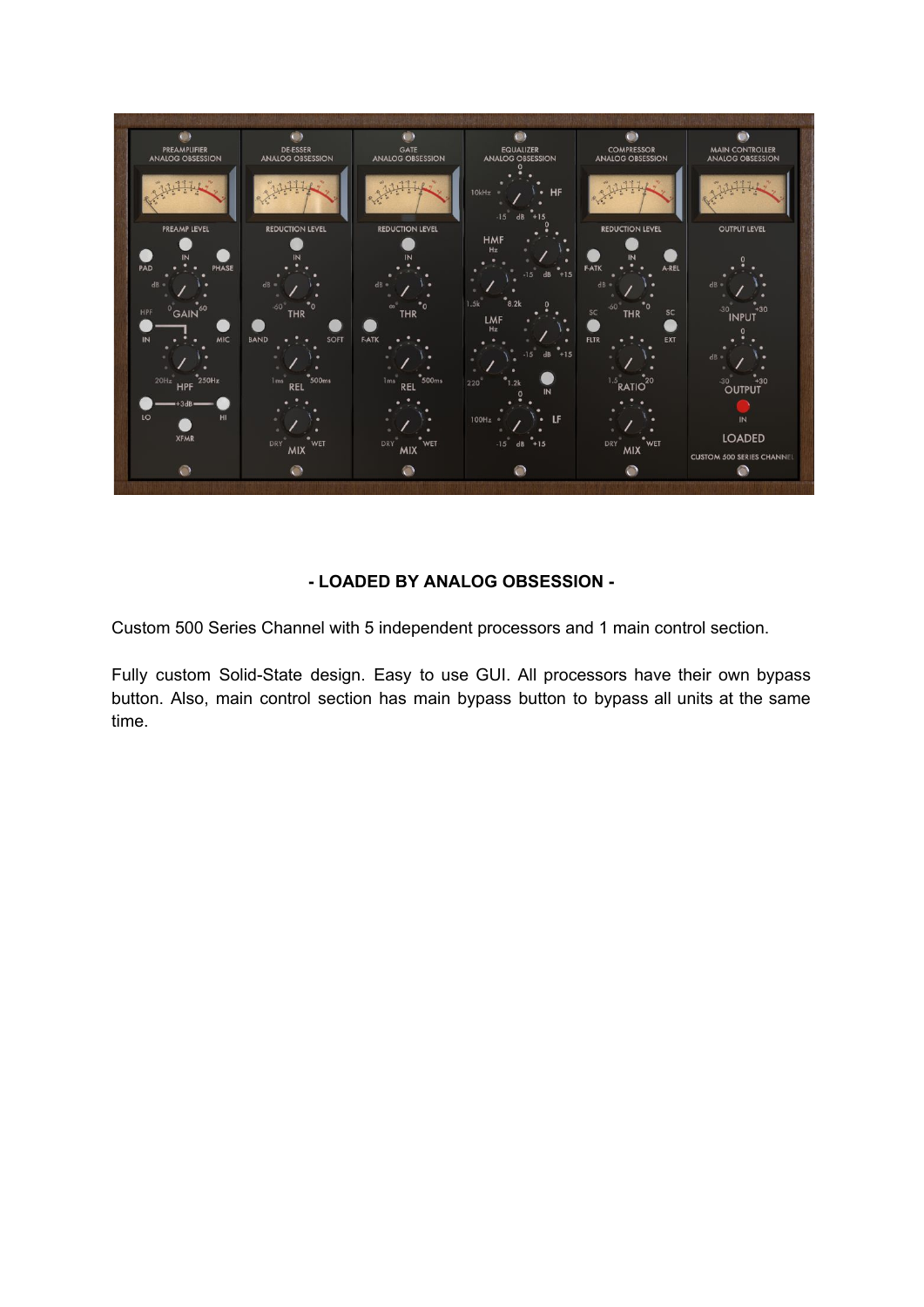**- LOADED BY ANALOG OBSESSION -**

Custom 500 Series Channel with 5 independent processors and 1 main control section.

Fully custom Solid-State design. Easy to use GUI. All processors have their own bypass button. Also, main control section has main bypass button to bypass all units at the same time.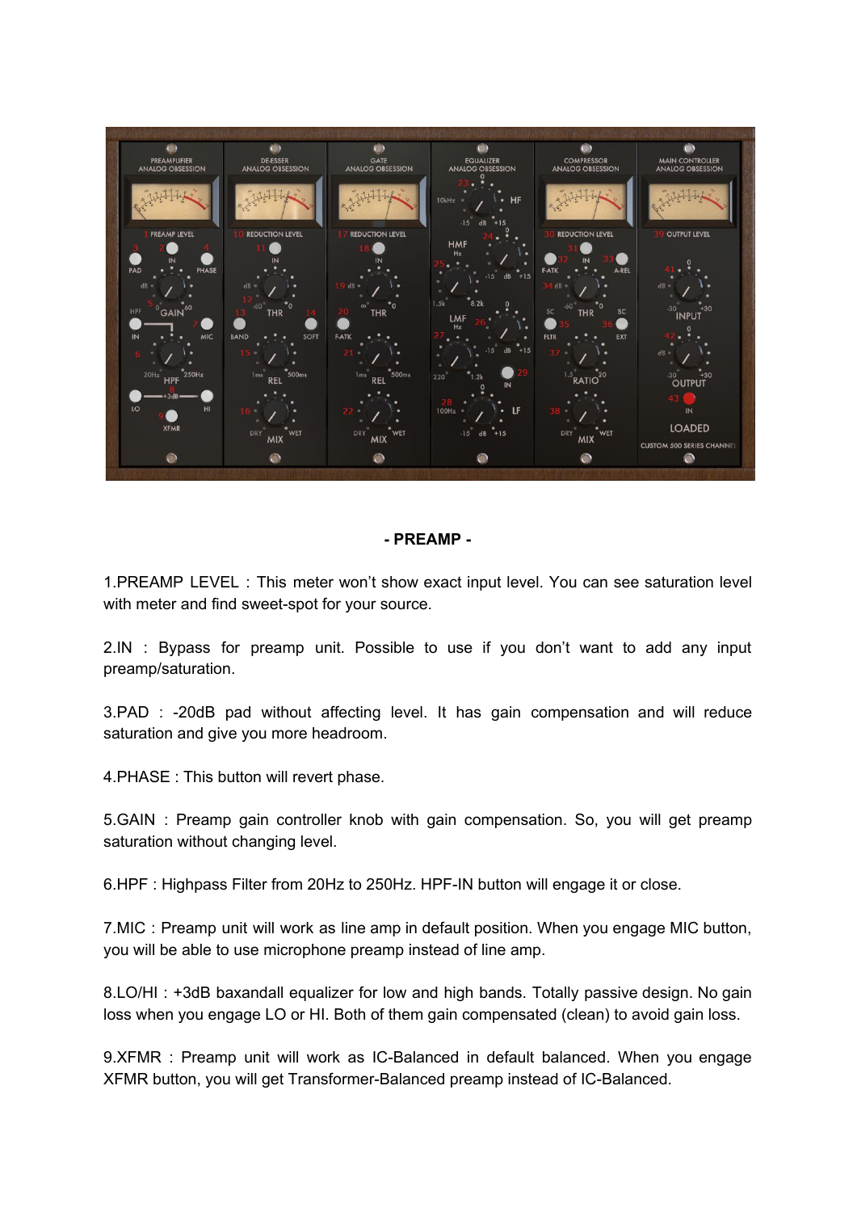## - PREAMP -

1.PREAMP LEVEL : This meter won't show exact input level. You can see saturation level with meter and find sweet-spot for your source.

2.IN : Bypass for preamp unit. Possible to use if you don't want to add any input preamp/saturation.

3.PAD : -20dB pad without affecting level. It has gain compensation and will reduce saturation and give you more headroom.

4.PHASE : This button will revert phase.

5.GAIN : Preamp gain controller knob with gain compensation. So, you will get preamp saturation without changing level.

6.HPF : Highpass Filter from 20Hz to 250Hz. HPF-IN button will engage it or close.

7.MIC : Preamp unit will work as line amp in default position. When you engage MIC button, you will be able to use microphone preamp instead of line amp.

8.LO/HI : +3dB baxandall equalizer for low and high bands. Totally passive design. No gain loss when you engage LO or HI. Both of them gain compensated (clean) to avoid gain loss.

9.XFMR : Preamp unit will work as IC-Balanced in default balanced. When you engage XFMR button, you will get Transformer-Balanced preamp instead of IC-Balanced.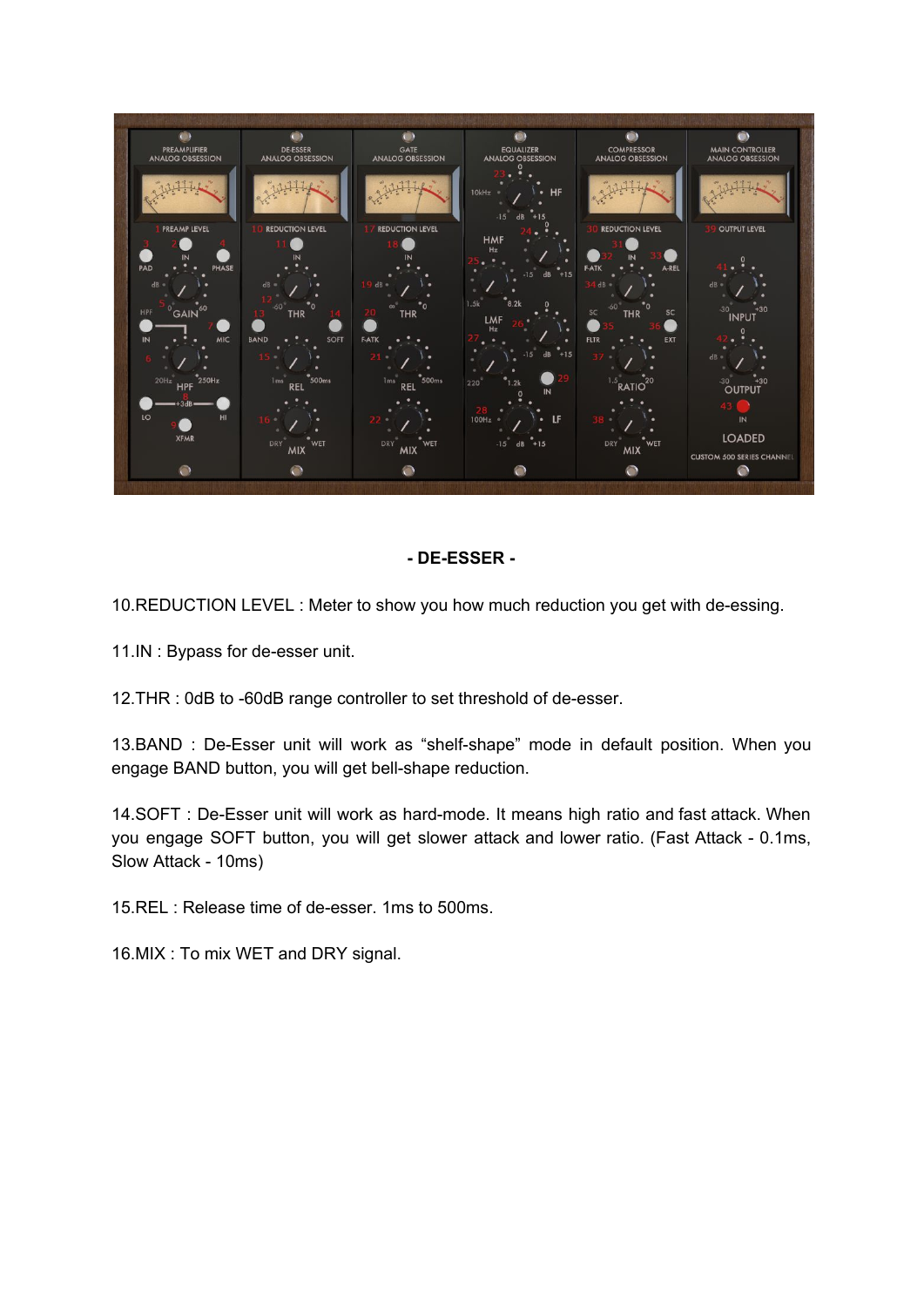**- DE-ESSER -**

10.REDUCTION LEVEL : Meter to show you how much reduction you get with de-essing.

11.IN : Bypass for de-esser unit.

12.THR : 0dB to -60dB range controller to set threshold of de-esser.

13.BAND : De-Esser unit will work as "shelf-shape" mode in default position. When you engage BAND button, you will get bell-shape reduction.

14.SOFT : De-Esser unit will work as hard-mode. It means high ratio and fast attack. When you engage SOFT button, you will get slower attack and lower ratio. (Fast Attack - 0.1ms, Slow Attack - 10ms)

15.REL : Release time of de-esser. 1ms to 500ms.

16.MIX : To mix WET and DRY signal.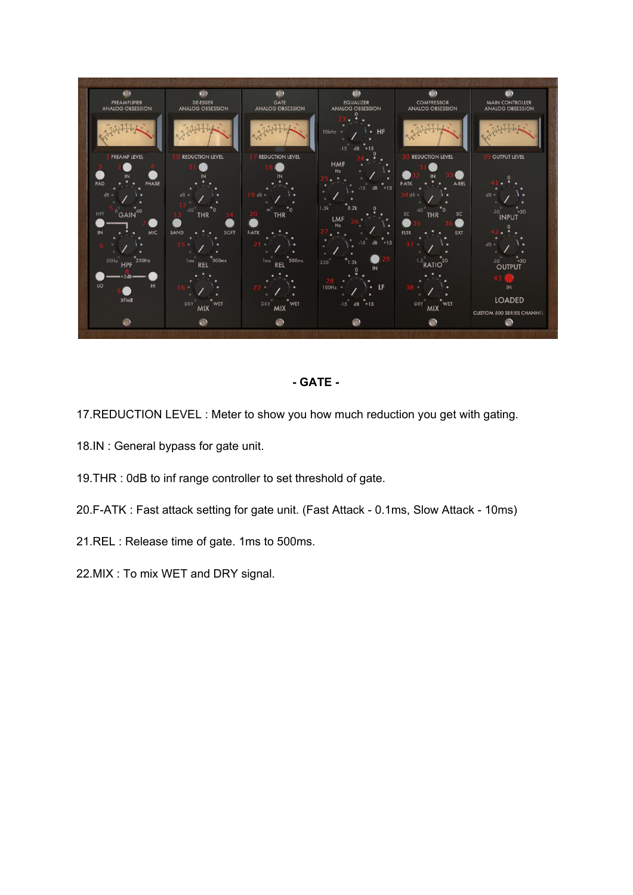## - GATE -

17.REDUCTION LEVEL : Meter to show you how much reduction you get with gating.

18.IN : General bypass for gate unit.

19.THR : 0dB to inf range controller to set threshold of gate.

20.F-ATK : Fast attack setting for gate unit. (Fast Attack - 0.1ms, Slow Attack - 10ms)

21.REL : Release time of gate. 1ms to 500ms.

22.MIX : To mix WET and DRY signal.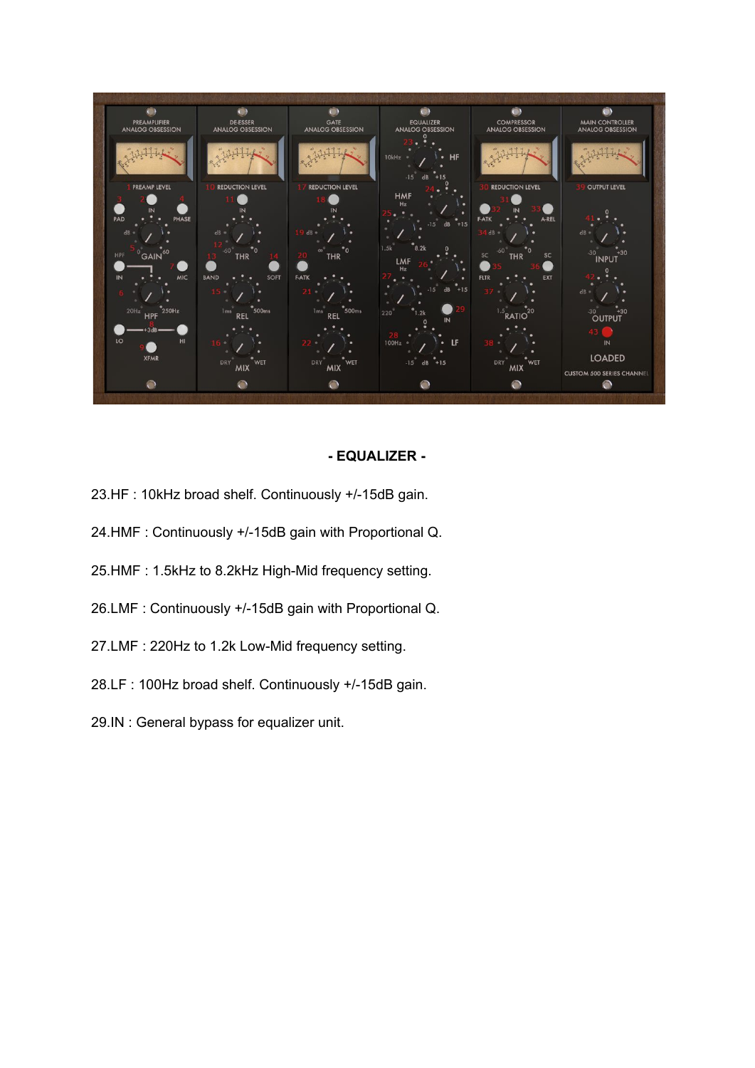**- EQUALIZER -**

23.HF : 10kHz broad shelf. Continuously +/-15dB gain.

24.HMF : Continuously +/-15dB gain with Proportional Q.

25.HMF : 1.5kHz to 8.2kHz High-Mid frequency setting.

26.LMF : Continuously +/-15dB gain with Proportional Q.

27.LMF : 220Hz to 1.2k Low-Mid frequency setting.

28.LF : 100Hz broad shelf. Continuously +/-15dB gain.

29.IN : General bypass for equalizer unit.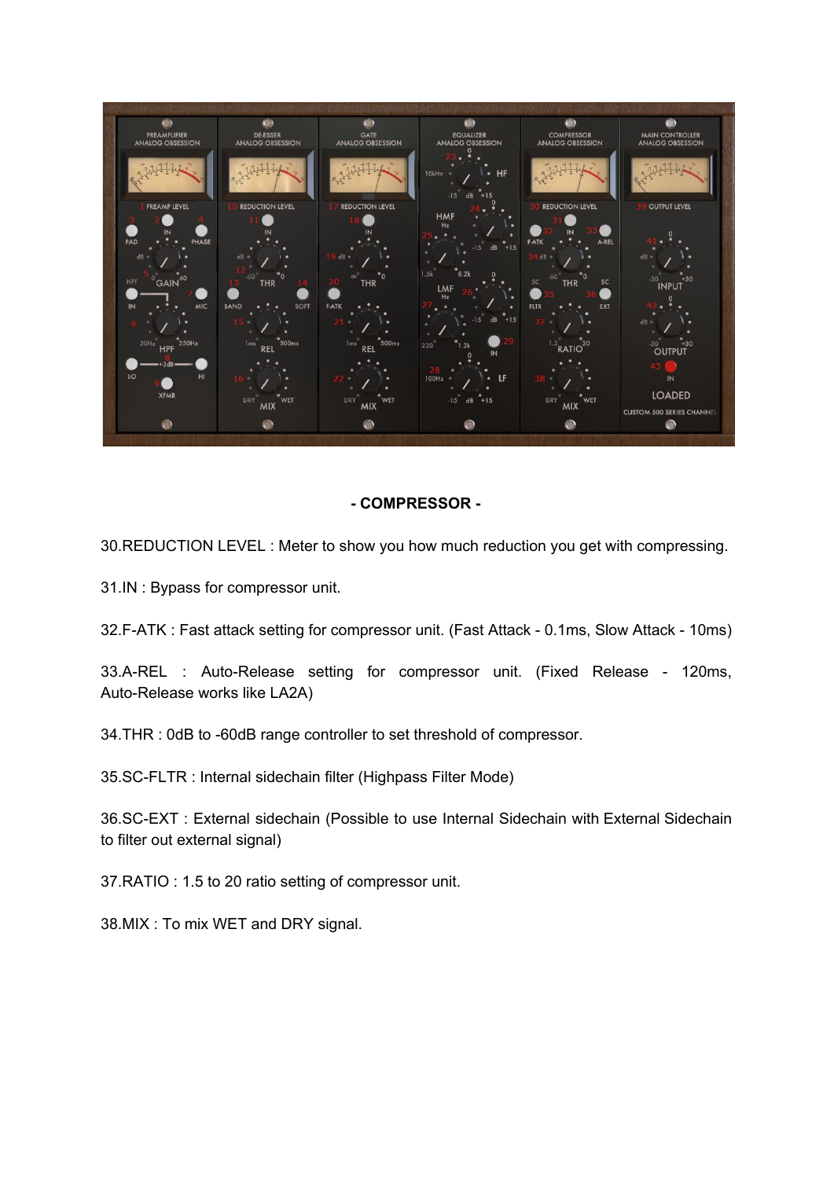**- COMPRESSOR -**

30.REDUCTION LEVEL : Meter to show you how much reduction you get with compressing.

31.IN : Bypass for compressor unit.

32.F-ATK : Fast attack setting for compressor unit. (Fast Attack - 0.1ms, Slow Attack - 10ms)

33.A-REL : Auto-Release setting for compressor unit. (Fixed Release - 120ms, Auto-Release works like LA2A)

34.THR : 0dB to -60dB range controller to set threshold of compressor.

35.SC-FLTR : Internal sidechain filter (Highpass Filter Mode)

36.SC-EXT : External sidechain (Possible to use Internal Sidechain with External Sidechain to filter out external signal)

37.RATIO : 1.5 to 20 ratio setting of compressor unit.

38.MIX : To mix WET and DRY signal.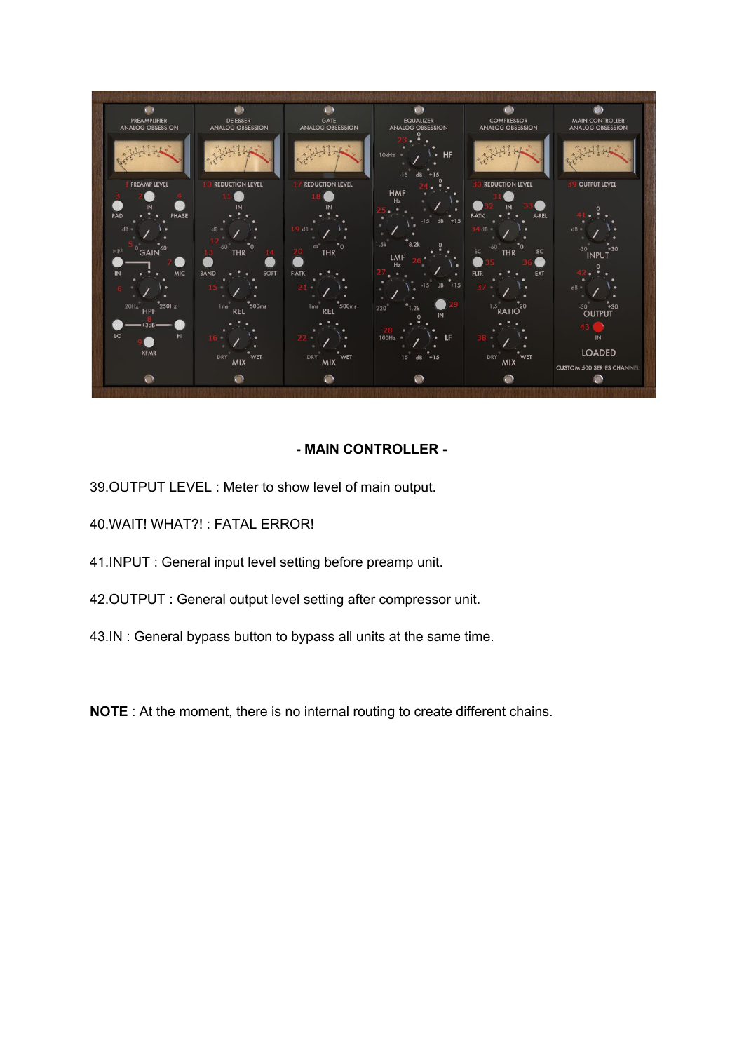## - MAIN CONTROLLER -

39.OUTPUT LEVEL : Meter to show level of main output.

40.WAIT! WHAT?! : FATAL ERROR!

41.INPUT : General input level setting before preamp unit.

42.OUTPUT : General output level setting after compressor unit.

43.IN : General bypass button to bypass all units at the same time.

**NOTE** : At the moment, there is no internal routing to create different chains.